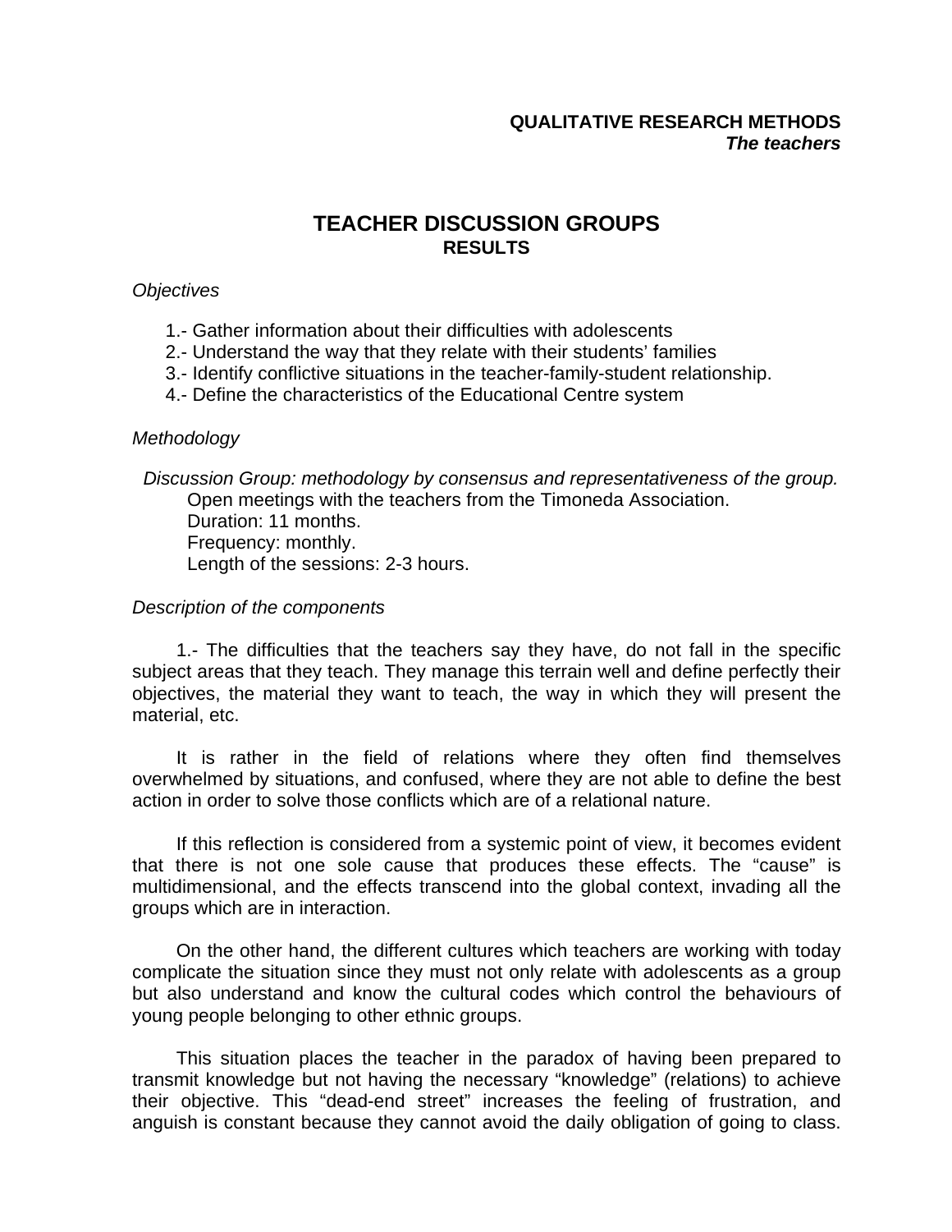**QUALITATIVE RESEARCH METHODS**
***The teachers***

# TEACHER DISCUSSION GROUPS

## RESULTS

*Objectives*

1.- Gather information about their difficulties with adolescents
2.- Understand the way that they relate with their students' families
3.- Identify conflictive situations in the teacher-family-student relationship.
4.- Define the characteristics of the Educational Centre system

*Methodology*

*Discussion Group: methodology by consensus and representativeness of the group.*
Open meetings with the teachers from the Timoneda Association.
Duration: 11 months.
Frequency: monthly.
Length of the sessions: 2-3 hours.

*Description of the components*

1.- The difficulties that the teachers say they have, do not fall in the specific subject areas that they teach. They manage this terrain well and define perfectly their objectives, the material they want to teach, the way in which they will present the material, etc.

It is rather in the field of relations where they often find themselves overwhelmed by situations, and confused, where they are not able to define the best action in order to solve those conflicts which are of a relational nature.

If this reflection is considered from a systemic point of view, it becomes evident that there is not one sole cause that produces these effects. The "cause" is multidimensional, and the effects transcend into the global context, invading all the groups which are in interaction.

On the other hand, the different cultures which teachers are working with today complicate the situation since they must not only relate with adolescents as a group but also understand and know the cultural codes which control the behaviours of young people belonging to other ethnic groups.

This situation places the teacher in the paradox of having been prepared to transmit knowledge but not having the necessary "knowledge" (relations) to achieve their objective. This "dead-end street" increases the feeling of frustration, and anguish is constant because they cannot avoid the daily obligation of going to class.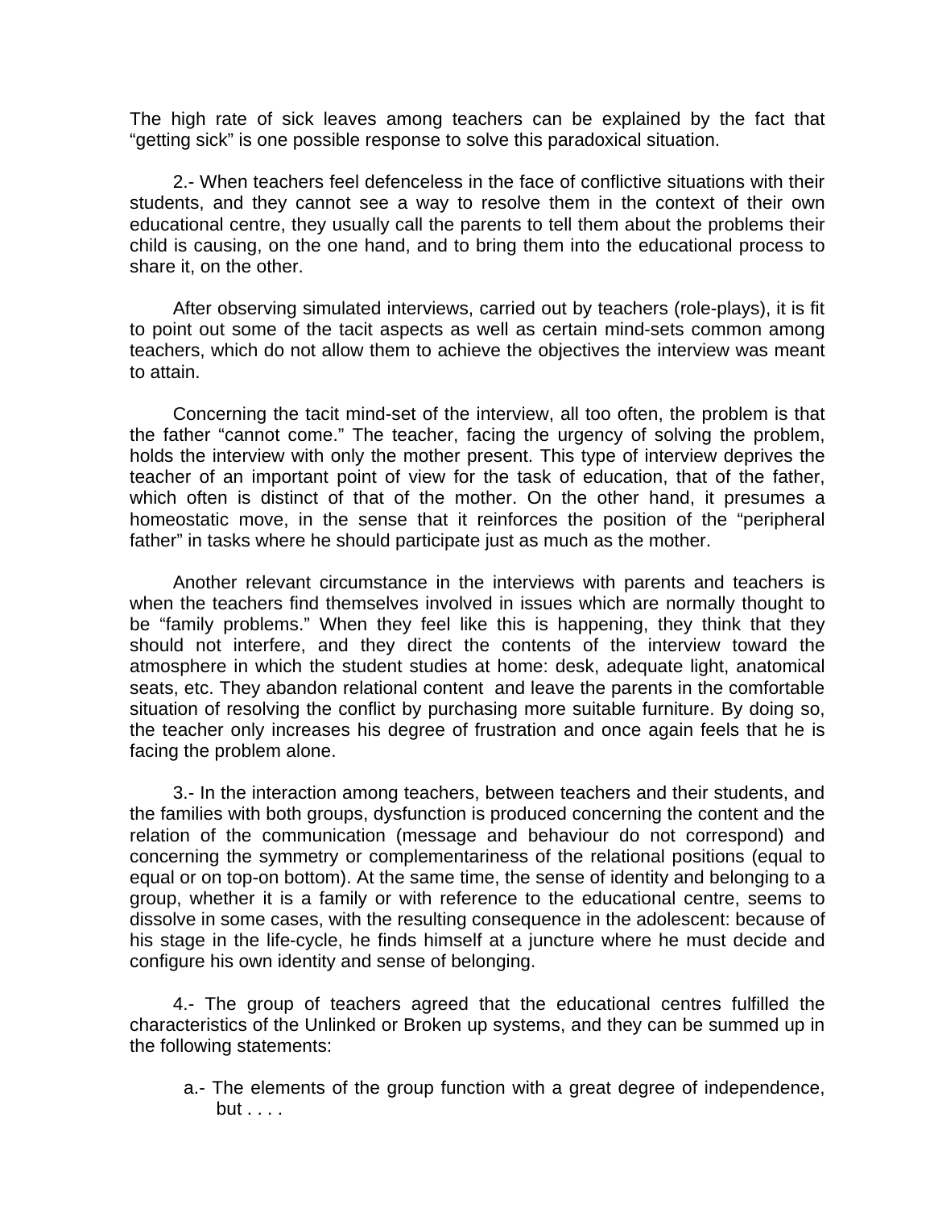The high rate of sick leaves among teachers can be explained by the fact that "getting sick" is one possible response to solve this paradoxical situation.

2.- When teachers feel defenceless in the face of conflictive situations with their students, and they cannot see a way to resolve them in the context of their own educational centre, they usually call the parents to tell them about the problems their child is causing, on the one hand, and to bring them into the educational process to share it, on the other.

After observing simulated interviews, carried out by teachers (role-plays), it is fit to point out some of the tacit aspects as well as certain mind-sets common among teachers, which do not allow them to achieve the objectives the interview was meant to attain.

Concerning the tacit mind-set of the interview, all too often, the problem is that the father "cannot come." The teacher, facing the urgency of solving the problem, holds the interview with only the mother present. This type of interview deprives the teacher of an important point of view for the task of education, that of the father, which often is distinct of that of the mother. On the other hand, it presumes a homeostatic move, in the sense that it reinforces the position of the "peripheral father" in tasks where he should participate just as much as the mother.

Another relevant circumstance in the interviews with parents and teachers is when the teachers find themselves involved in issues which are normally thought to be "family problems." When they feel like this is happening, they think that they should not interfere, and they direct the contents of the interview toward the atmosphere in which the student studies at home: desk, adequate light, anatomical seats, etc. They abandon relational content and leave the parents in the comfortable situation of resolving the conflict by purchasing more suitable furniture. By doing so, the teacher only increases his degree of frustration and once again feels that he is facing the problem alone.

3.- In the interaction among teachers, between teachers and their students, and the families with both groups, dysfunction is produced concerning the content and the relation of the communication (message and behaviour do not correspond) and concerning the symmetry or complementariness of the relational positions (equal to equal or on top-on bottom). At the same time, the sense of identity and belonging to a group, whether it is a family or with reference to the educational centre, seems to dissolve in some cases, with the resulting consequence in the adolescent: because of his stage in the life-cycle, he finds himself at a juncture where he must decide and configure his own identity and sense of belonging.

4.- The group of teachers agreed that the educational centres fulfilled the characteristics of the Unlinked or Broken up systems, and they can be summed up in the following statements:

a.- The elements of the group function with a great degree of independence, but . . . .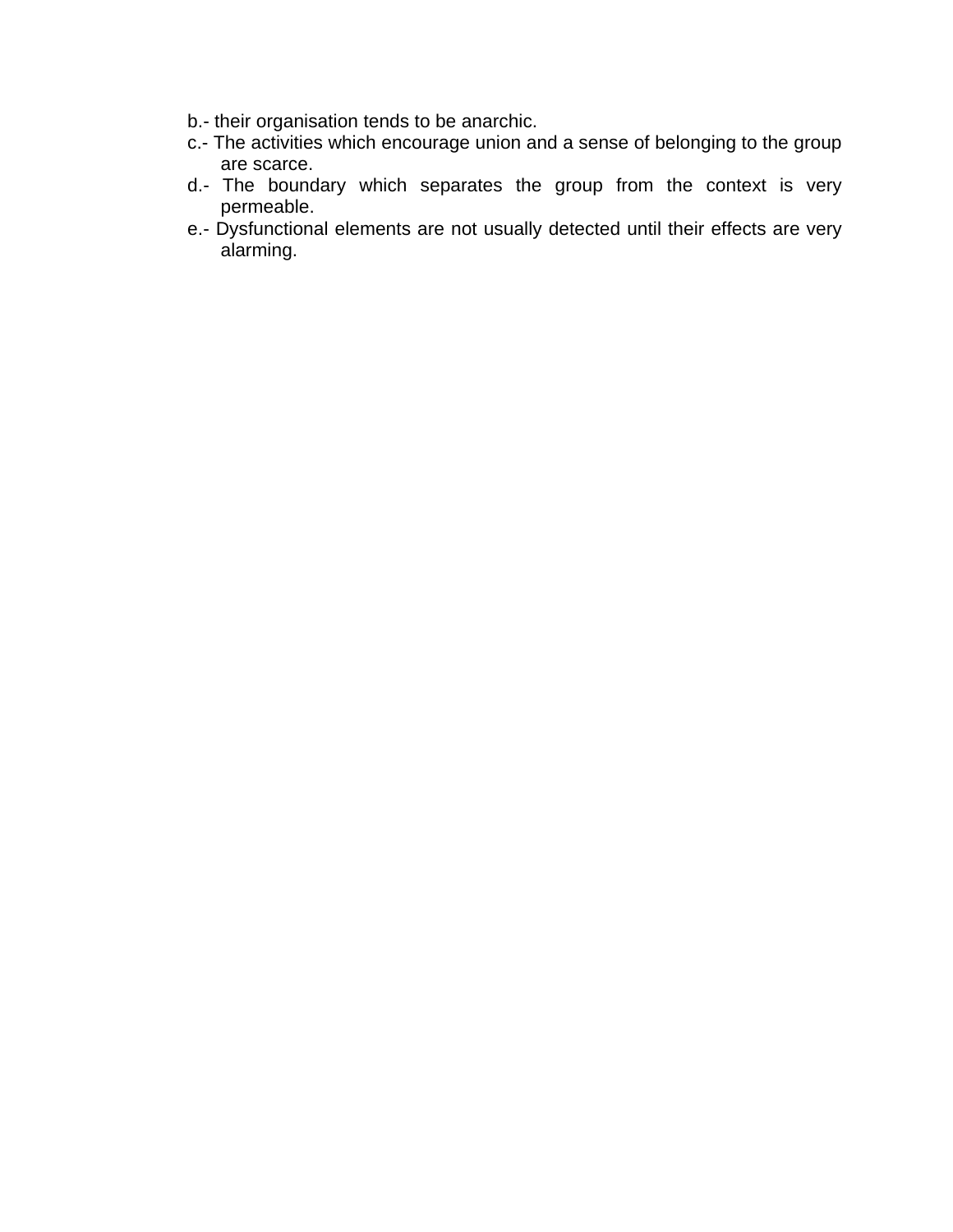b.- their organisation tends to be anarchic.

c.- The activities which encourage union and a sense of belonging to the group are scarce.

d.- The boundary which separates the group from the context is very permeable.

e.- Dysfunctional elements are not usually detected until their effects are very alarming.